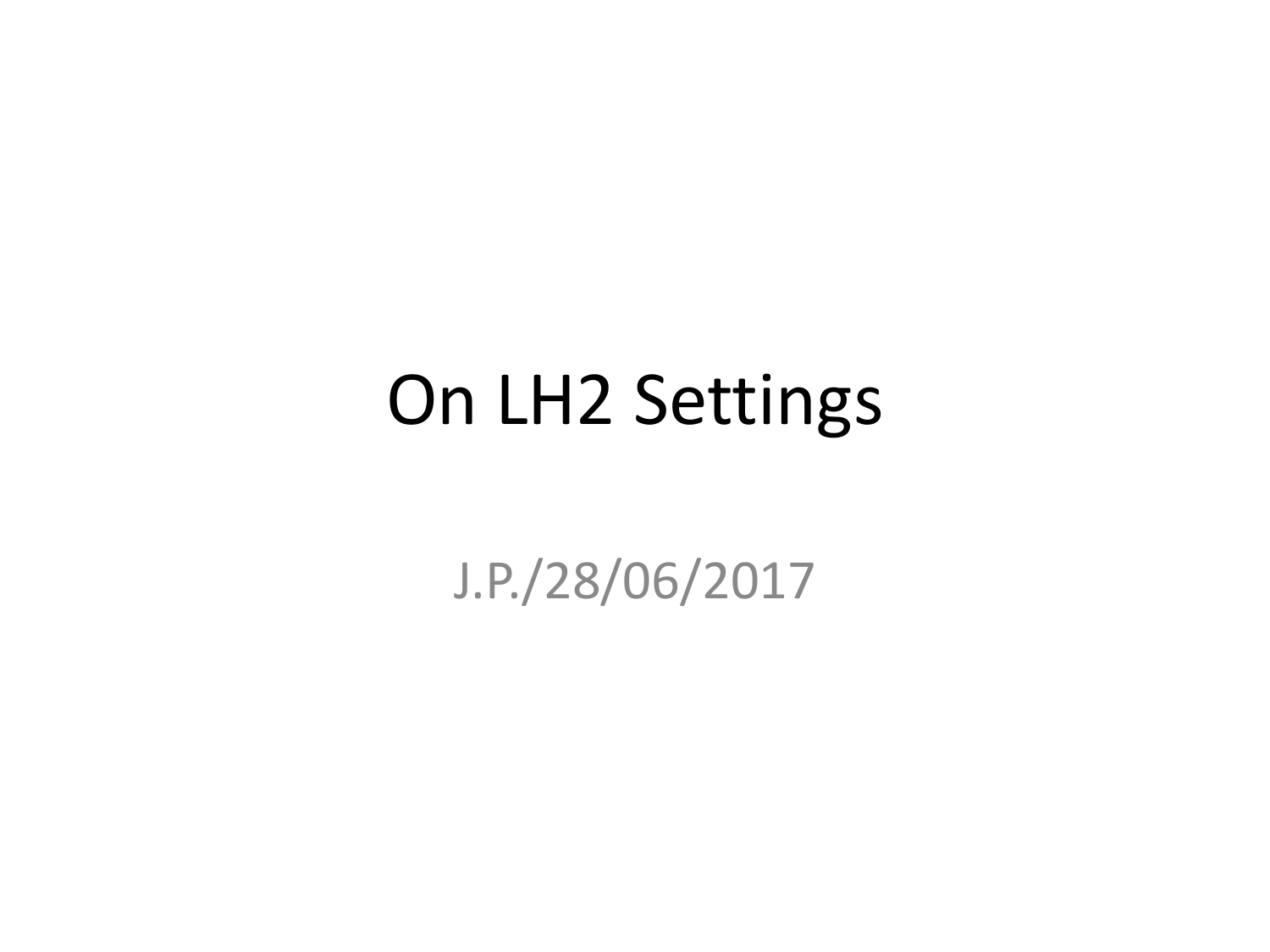# On LH2 Settings

J.P./28/06/2017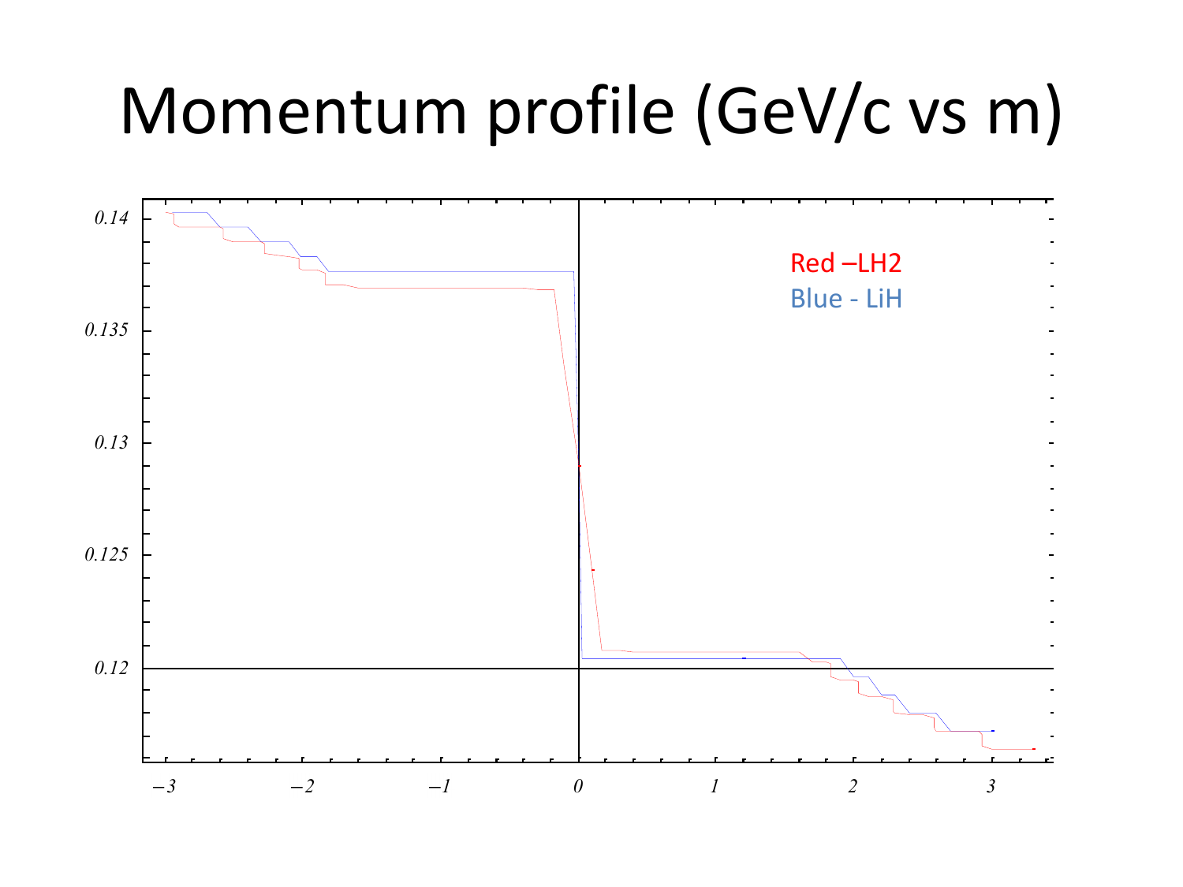# Momentum profile (GeV/c vs m)

Red –LH2

Blue - LiH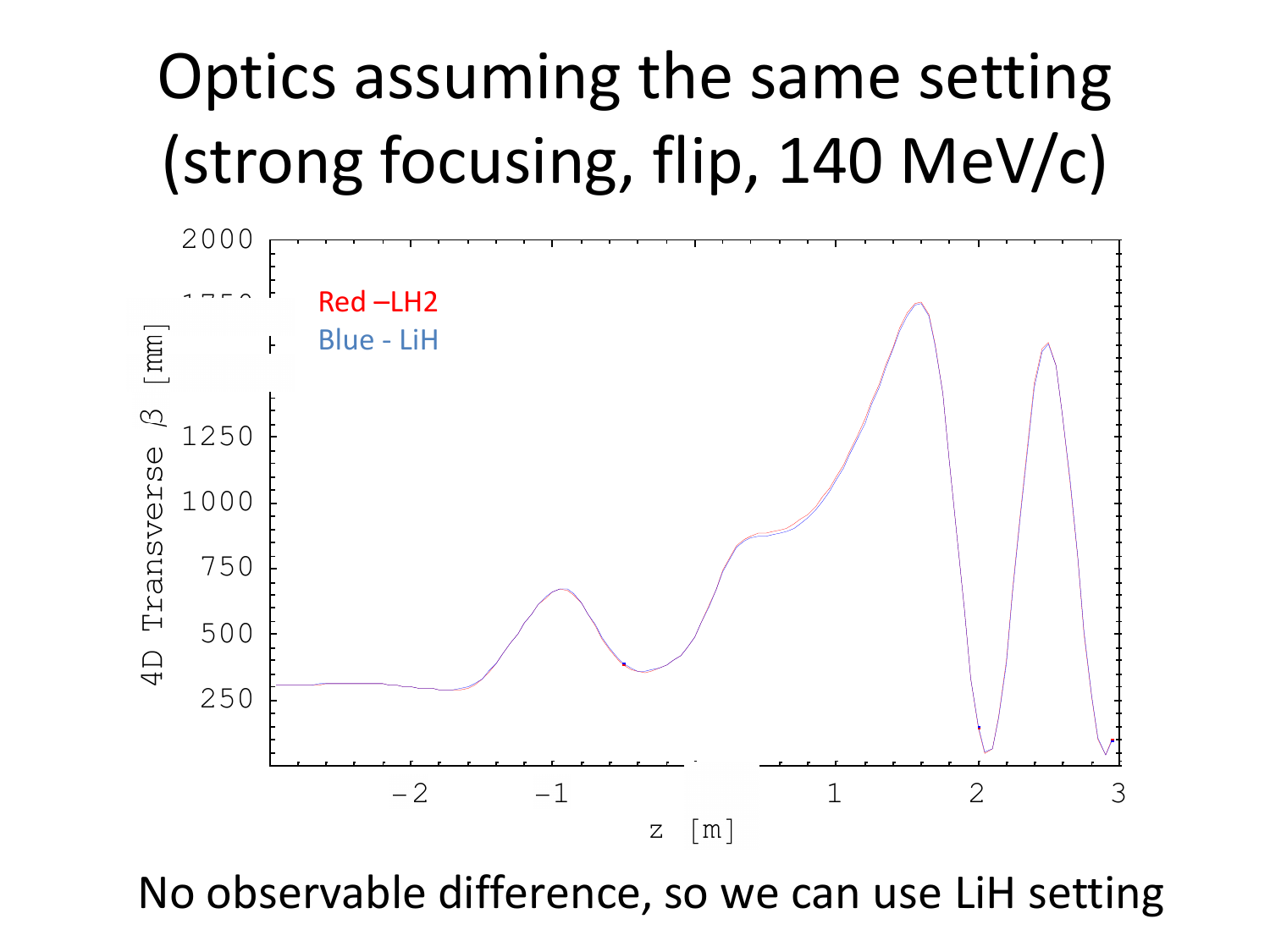# Optics assuming the same setting (strong focusing, flip, 140 MeV/c)

Red –LH2

Blue - LiH

No observable difference, so we can use LiH setting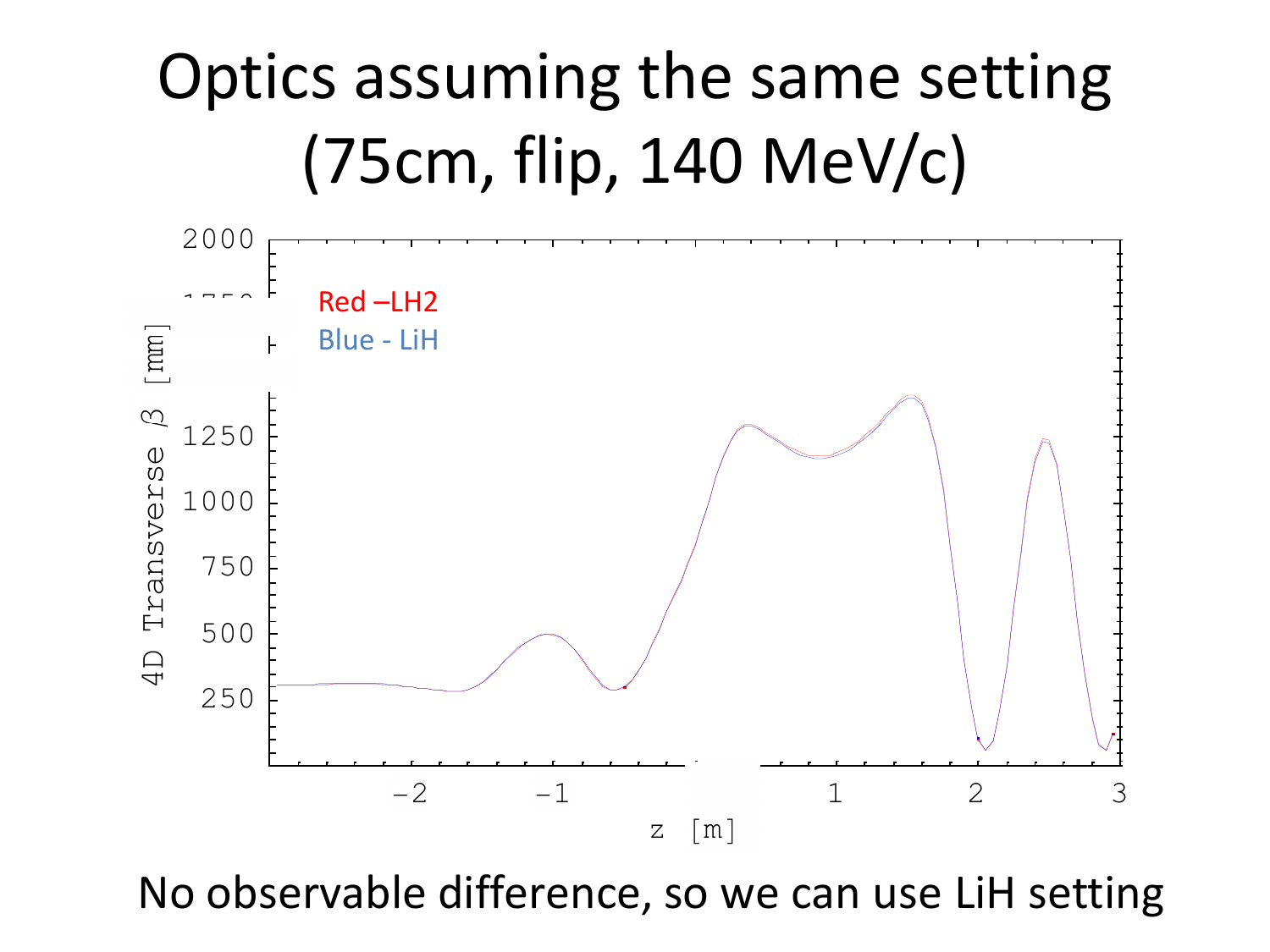# Optics assuming the same setting (75cm, flip, 140 MeV/c)

Red – $LH_2$

Blue - LiH

No observable difference, so we can use LiH setting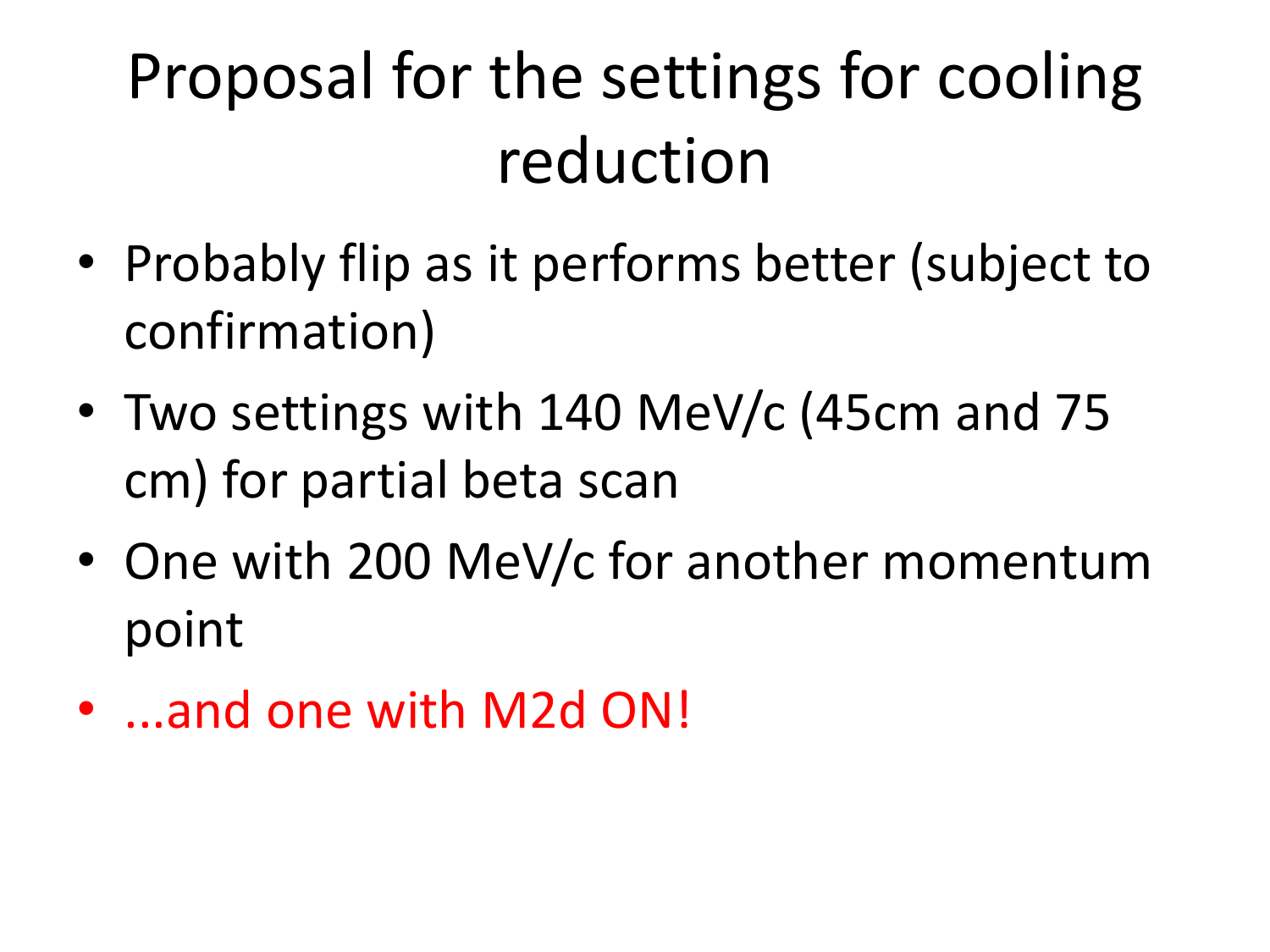# Proposal for the settings for cooling reduction

- Probably flip as it performs better (subject to confirmation)
- Two settings with 140 MeV/c (45cm and 75 cm) for partial beta scan
- One with 200 MeV/c for another momentum point
- ...and one with M2d ON!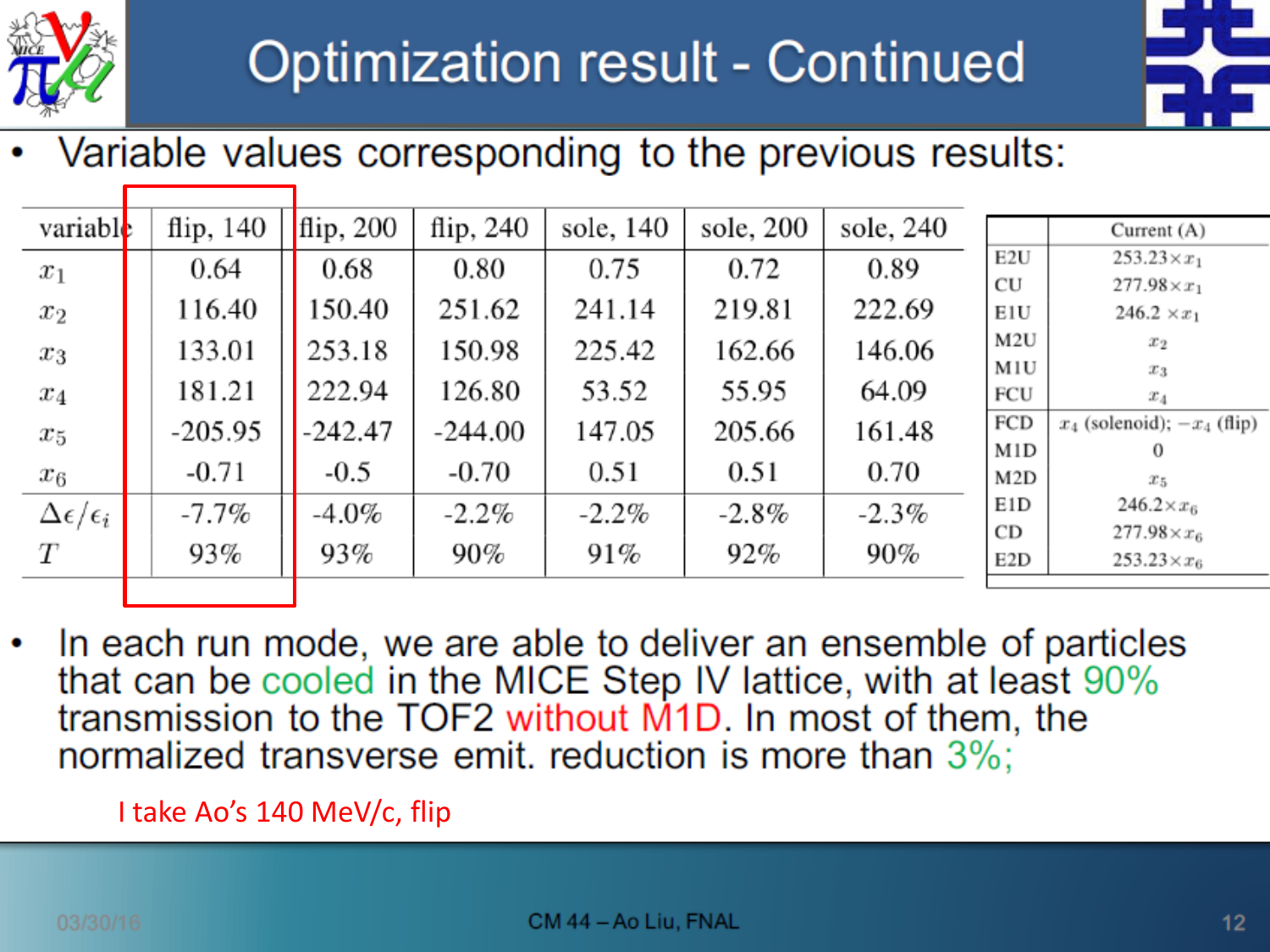# Optimization result - Continued

- Variable values corresponding to the previous results:

| variable | flip, 140 | flip, 200 | flip, 240 | sole, 140 | sole, 200 | sole, 240 |
|---|---|---|---|---|---|---|
| $x_1$ | 0.64 | 0.68 | 0.80 | 0.75 | 0.72 | 0.89 |
| $x_2$ | 116.40 | 150.40 | 251.62 | 241.14 | 219.81 | 222.69 |
| $x_3$ | 133.01 | 253.18 | 150.98 | 225.42 | 162.66 | 146.06 |
| $x_4$ | 181.21 | 222.94 | 126.80 | 53.52 | 55.95 | 64.09 |
| $x_5$ | -205.95 | -242.47 | -244.00 | 147.05 | 205.66 | 161.48 |
| $x_6$ | -0.71 | -0.5 | -0.70 | 0.51 | 0.51 | 0.70 |
| $\Delta\epsilon/\epsilon_i$ | -7.7% | -4.0% | -2.2% | -2.2% | -2.8% | -2.3% |
| $T$ | 93% | 93% | 90% | 91% | 92% | 90% |

| | Current (A) |
|---|---|
| E2U | $253.23\times x_1$ |
| CU | $277.98\times x_1$ |
| E1U | $246.2\times x_1$ |
| M2U | $x_2$ |
| M1U | $x_3$ |
| FCU | $x_4$ |
| FCD | $x_4$ (solenoid); $-x_4$ (flip) |
| M1D | 0 |
| M2D | $x_5$ |
| E1D | $246.2\times x_6$ |
| CD | $277.98\times x_6$ |
| E2D | $253.23\times x_6$ |

- In each run mode, we are able to deliver an ensemble of particles that can be cooled in the MICE Step IV lattice, with at least 90% transmission to the TOF2 without M1D. In most of them, the normalized transverse emit. reduction is more than 3%;

I take Ao's 140 MeV/c, flip

CM 44 – Ao Liu, FNAL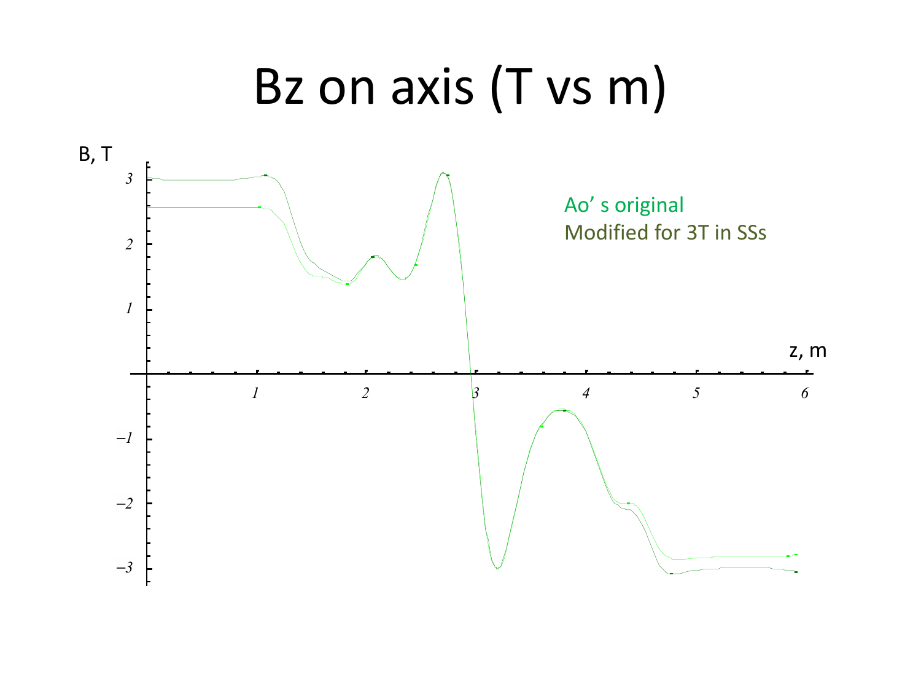# Bz on axis (T vs m)

B, T

z, m

Ao' s original

Modified for 3T in SSs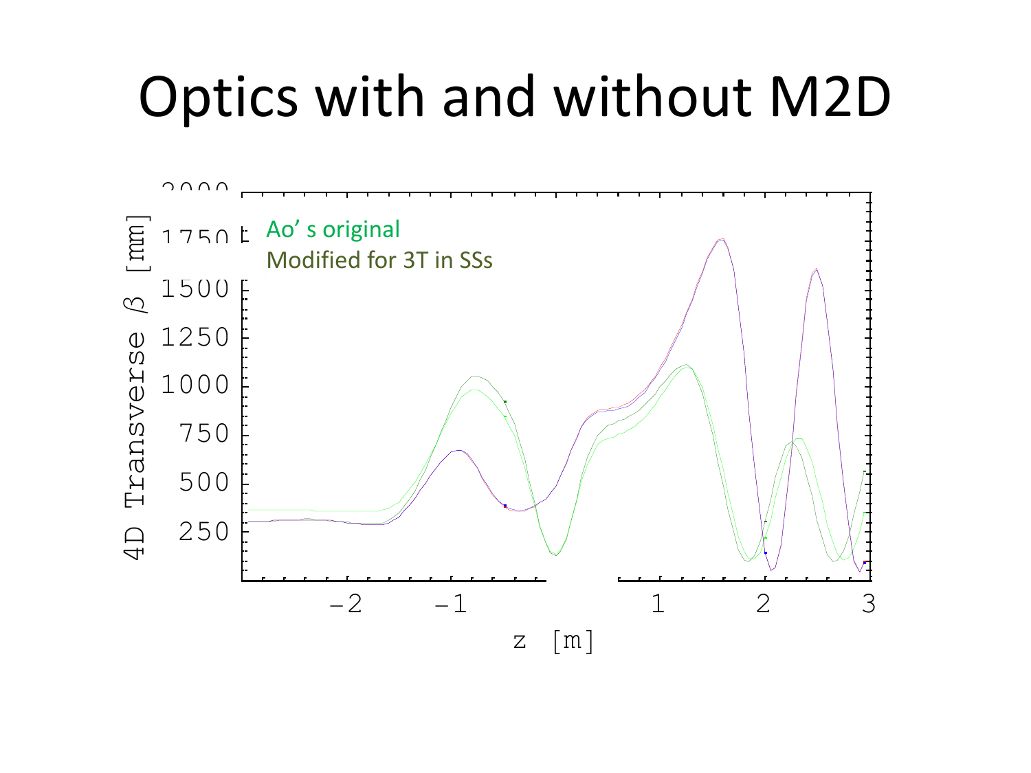# Optics with and without M2D

Ao' s original

Modified for 3T in SSs

4D Transverse $\beta$ [mm]

z [m]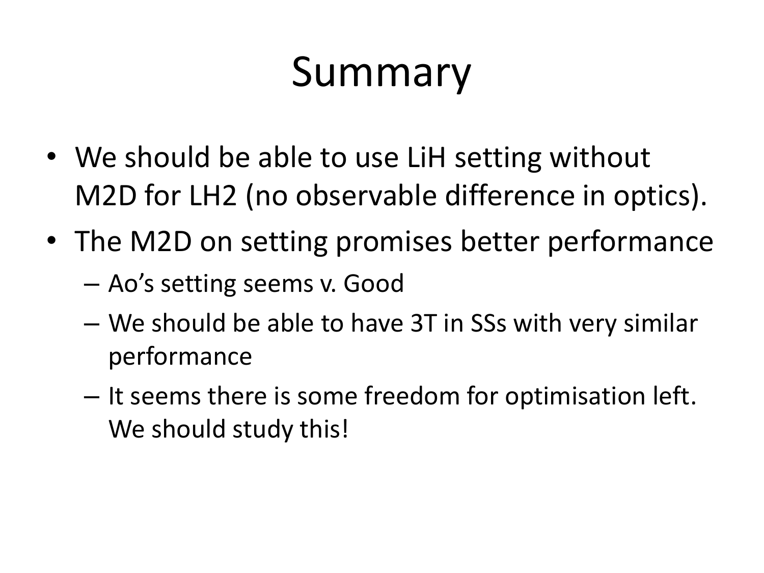# Summary

- We should be able to use LiH setting without M2D for LH2 (no observable difference in optics).
- The M2D on setting promises better performance
  - Ao's setting seems v. Good
  - We should be able to have 3T in SSs with very similar performance
  - It seems there is some freedom for optimisation left. We should study this!